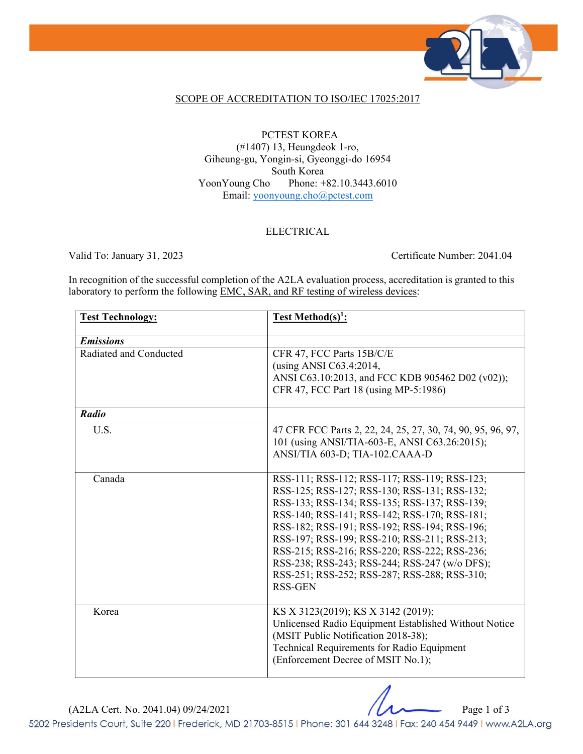## SCOPE OF ACCREDITATION TO ISO/IEC 17025:2017

PCTEST KOREA
(#1407) 13, Heungdeok 1-ro,
Giheung-gu, Yongin-si, Gyeonggi-do 16954
South Korea
YoonYoung Cho    Phone: +82.10.3443.6010
Email: yoonyoung.cho@pctest.com

ELECTRICAL

Valid To: January 31, 2023    Certificate Number: 2041.04

In recognition of the successful completion of the A2LA evaluation process, accreditation is granted to this laboratory to perform the following EMC, SAR, and RF testing of wireless devices:

| **Test Technology:** | **Test Method(s)[1]:** |
|---|---|
| ***Emissions*** | |
| Radiated and Conducted | CFR 47, FCC Parts 15B/C/E (using ANSI C63.4:2014, ANSI C63.10:2013, and FCC KDB 905462 D02 (v02)); CFR 47, FCC Part 18 (using MP-5:1986) |
| ***Radio*** | |
| U.S. | 47 CFR FCC Parts 2, 22, 24, 25, 27, 30, 74, 90, 95, 96, 97, 101 (using ANSI/TIA-603-E, ANSI C63.26:2015); ANSI/TIA 603-D; TIA-102.CAAA-D |
| Canada | RSS-111; RSS-112; RSS-117; RSS-119; RSS-123; RSS-125; RSS-127; RSS-130; RSS-131; RSS-132; RSS-133; RSS-134; RSS-135; RSS-137; RSS-139; RSS-140; RSS-141; RSS-142; RSS-170; RSS-181; RSS-182; RSS-191; RSS-192; RSS-194; RSS-196; RSS-197; RSS-199; RSS-210; RSS-211; RSS-213; RSS-215; RSS-216; RSS-220; RSS-222; RSS-236; RSS-238; RSS-243; RSS-244; RSS-247 (w/o DFS); RSS-251; RSS-252; RSS-287; RSS-288; RSS-310; RSS-GEN |
| Korea | KS X 3123(2019); KS X 3142 (2019); Unlicensed Radio Equipment Established Without Notice (MSIT Public Notification 2018-38); Technical Requirements for Radio Equipment (Enforcement Decree of MSIT No.1); |

(A2LA Cert. No. 2041.04) 09/24/2021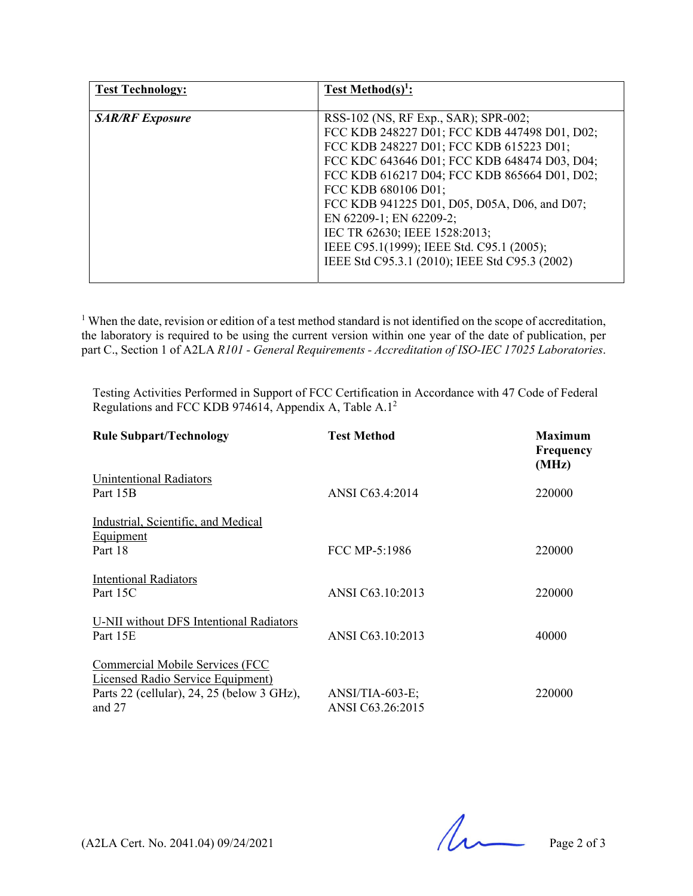| Test Technology: | Test Method(s)[1]: |
|---|---|
| ***SAR/RF Exposure*** | RSS-102 (NS, RF Exp., SAR); SPR-002; FCC KDB 248227 D01; FCC KDB 447498 D01, D02; FCC KDB 248227 D01; FCC KDB 615223 D01; FCC KDC 643646 D01; FCC KDB 648474 D03, D04; FCC KDB 616217 D04; FCC KDB 865664 D01, D02; FCC KDB 680106 D01; FCC KDB 941225 D01, D05, D05A, D06, and D07; EN 62209-1; EN 62209-2; IEC TR 62630; IEEE 1528:2013; IEEE C95.1(1999); IEEE Std. C95.1 (2005); IEEE Std C95.3.1 (2010); IEEE Std C95.3 (2002) |

[1] When the date, revision or edition of a test method standard is not identified on the scope of accreditation, the laboratory is required to be using the current version within one year of the date of publication, per part C., Section 1 of A2LA *R101 - General Requirements - Accreditation of ISO-IEC 17025 Laboratories*.

Testing Activities Performed in Support of FCC Certification in Accordance with 47 Code of Federal Regulations and FCC KDB 974614, Appendix A, Table A.1[2]

| Rule Subpart/Technology | Test Method | Maximum Frequency (MHz) |
|---|---|---|
| Unintentional Radiators<br>Part 15B | ANSI C63.4:2014 | 220000 |
| Industrial, Scientific, and Medical Equipment<br>Part 18 | FCC MP-5:1986 | 220000 |
| Intentional Radiators<br>Part 15C | ANSI C63.10:2013 | 220000 |
| U-NII without DFS Intentional Radiators<br>Part 15E | ANSI C63.10:2013 | 40000 |
| Commercial Mobile Services (FCC Licensed Radio Service Equipment)<br>Parts 22 (cellular), 24, 25 (below 3 GHz), and 27 | ANSI/TIA-603-E; ANSI C63.26:2015 | 220000 |

(A2LA Cert. No. 2041.04) 09/24/2021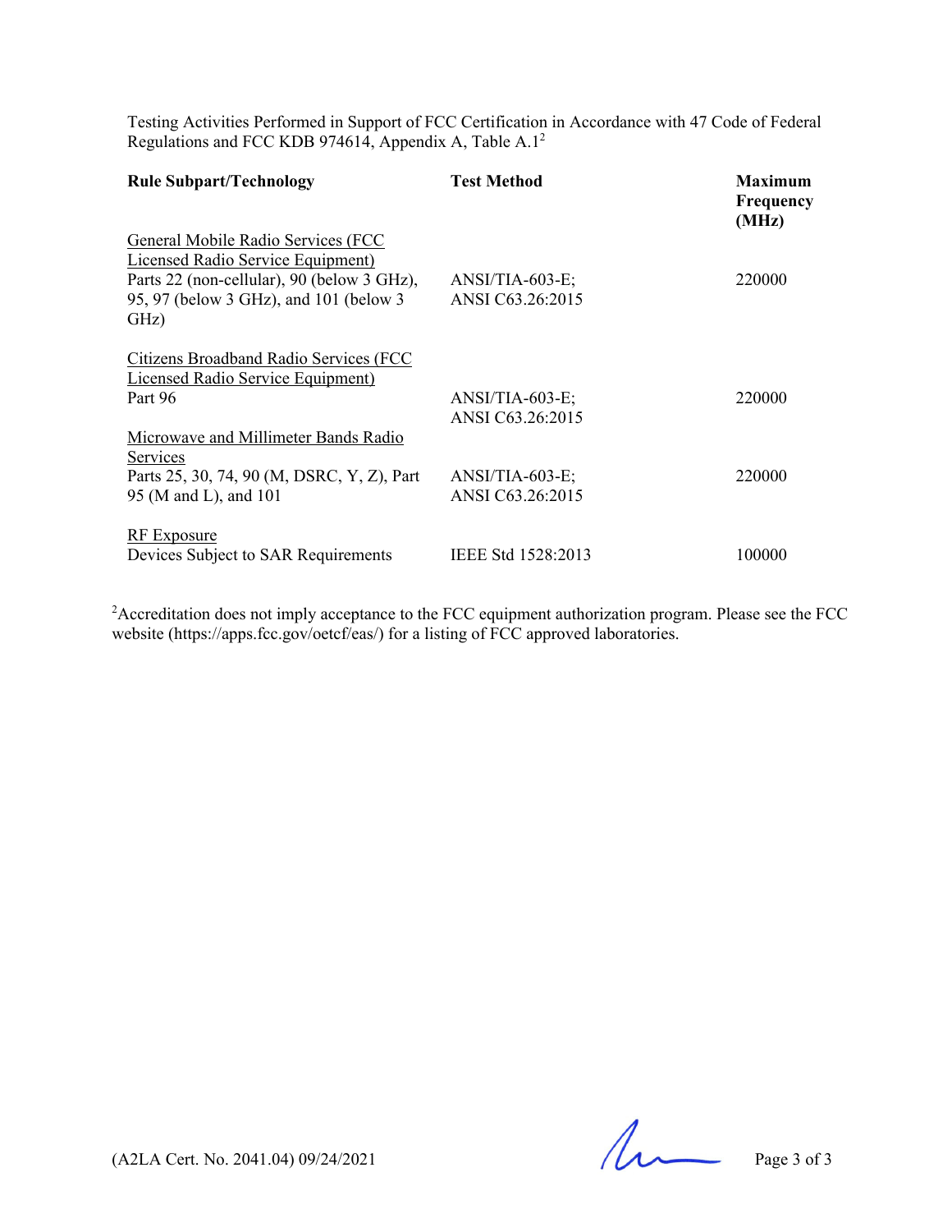Testing Activities Performed in Support of FCC Certification in Accordance with 47 Code of Federal Regulations and FCC KDB 974614, Appendix A, Table A.1[2]

| Rule Subpart/Technology | Test Method | Maximum Frequency (MHz) |
|---|---|---|
| General Mobile Radio Services (FCC Licensed Radio Service Equipment)<br>Parts 22 (non-cellular), 90 (below 3 GHz), 95, 97 (below 3 GHz), and 101 (below 3 GHz) | ANSI/TIA-603-E;<br>ANSI C63.26:2015 | 220000 |
| Citizens Broadband Radio Services (FCC Licensed Radio Service Equipment)<br>Part 96 | ANSI/TIA-603-E;<br>ANSI C63.26:2015 | 220000 |
| Microwave and Millimeter Bands Radio Services<br>Parts 25, 30, 74, 90 (M, DSRC, Y, Z), Part 95 (M and L), and 101 | ANSI/TIA-603-E;<br>ANSI C63.26:2015 | 220000 |
| RF Exposure<br>Devices Subject to SAR Requirements | IEEE Std 1528:2013 | 100000 |

[2]Accreditation does not imply acceptance to the FCC equipment authorization program. Please see the FCC website (https://apps.fcc.gov/oetcf/eas/) for a listing of FCC approved laboratories.

(A2LA Cert. No. 2041.04) 09/24/2021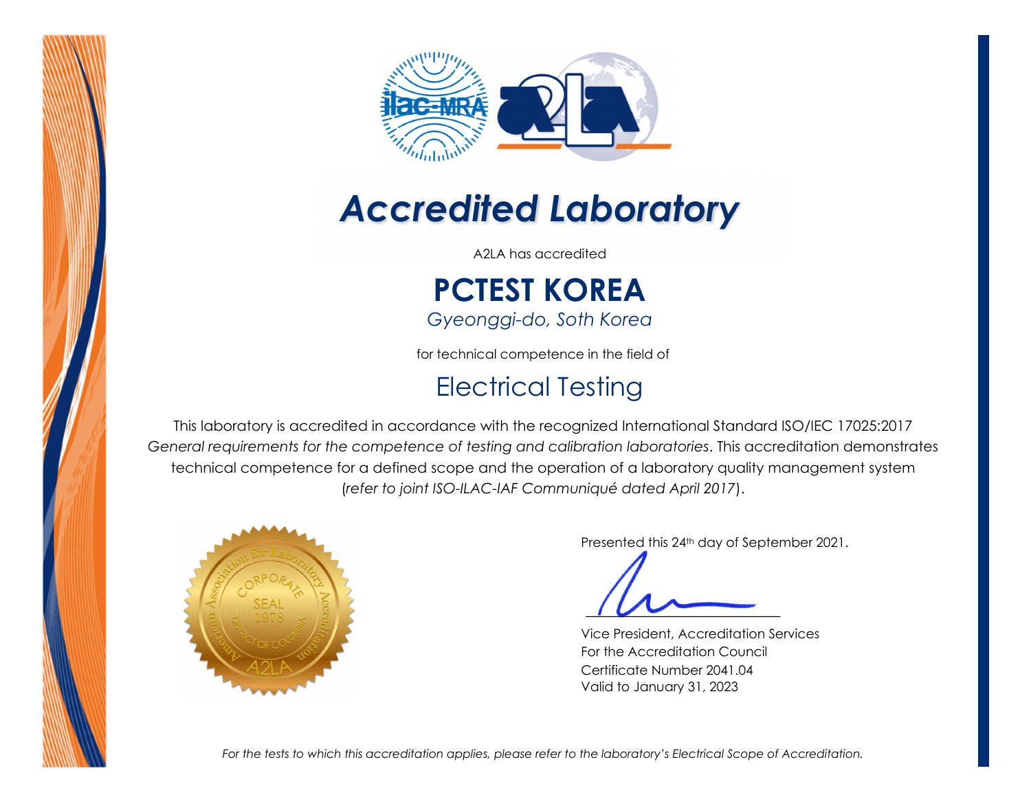# Accredited Laboratory

A2LA has accredited

## PCTEST KOREA

*Gyeonggi-do, Soth Korea*

for technical competence in the field of

## Electrical Testing

This laboratory is accredited in accordance with the recognized International Standard ISO/IEC 17025:2017 *General requirements for the competence of testing and calibration laboratories*. This accreditation demonstrates technical competence for a defined scope and the operation of a laboratory quality management system (*refer to joint ISO-ILAC-IAF Communiqué dated April 2017*).

American Association for Laboratory Accreditation
CORPORATE SEAL 1978
DISTRICT OF COLUMBIA
A2LA

Presented this 24th day of September 2021.

Vice President, Accreditation Services
For the Accreditation Council
Certificate Number 2041.04
Valid to January 31, 2023

*For the tests to which this accreditation applies, please refer to the laboratory's Electrical Scope of Accreditation.*